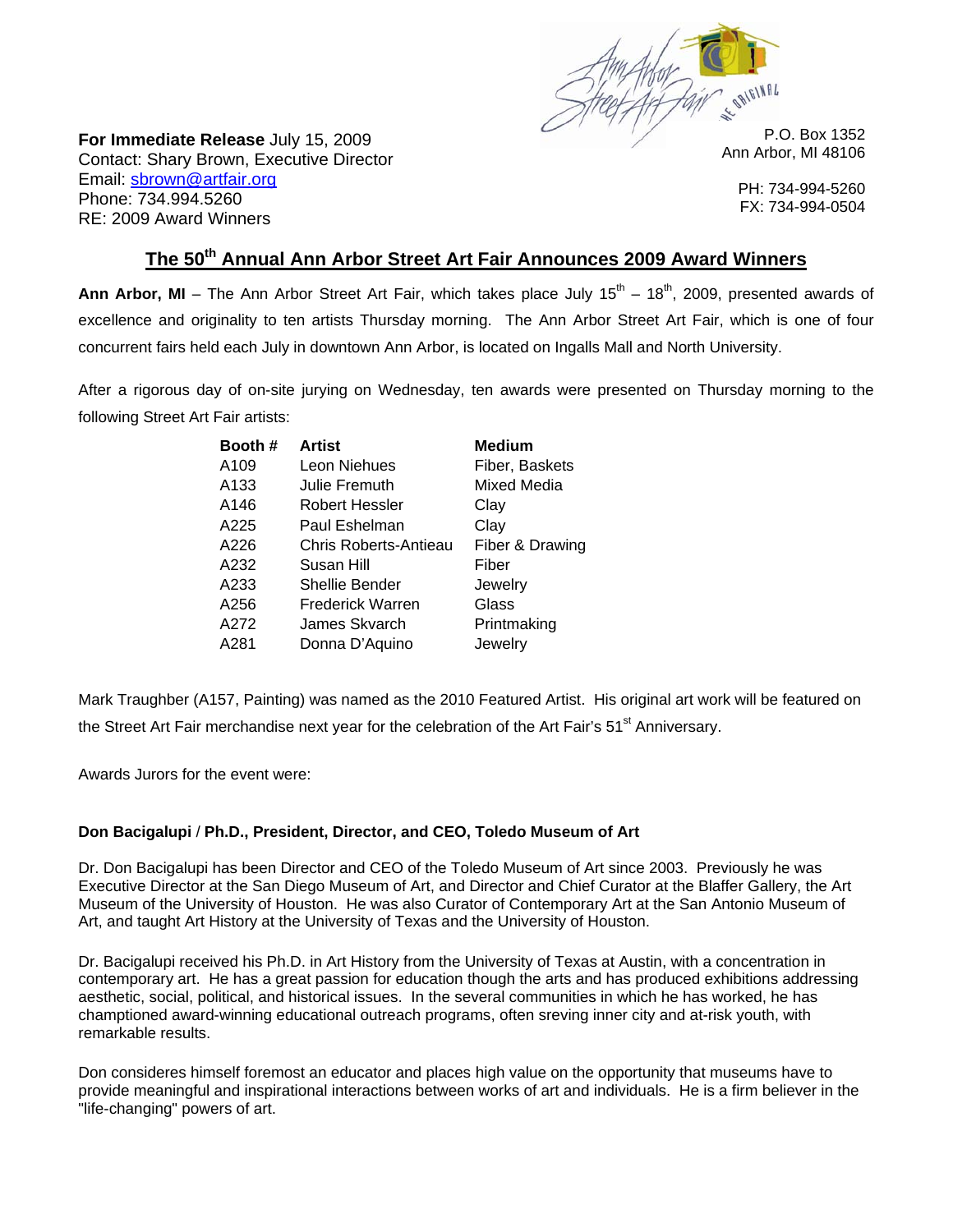**For Immediate Release** July 15, 2009
Contact: Shary Brown, Executive Director
Email: sbrown@artfair.org
Phone: 734.994.5260
RE: 2009 Award Winners

P.O. Box 1352
Ann Arbor, MI 48106

PH: 734-994-5260
FX: 734-994-0504

# The 50th Annual Ann Arbor Street Art Fair Announces 2009 Award Winners

**Ann Arbor, MI** – The Ann Arbor Street Art Fair, which takes place July 15th – 18th, 2009, presented awards of excellence and originality to ten artists Thursday morning. The Ann Arbor Street Art Fair, which is one of four concurrent fairs held each July in downtown Ann Arbor, is located on Ingalls Mall and North University.

After a rigorous day of on-site jurying on Wednesday, ten awards were presented on Thursday morning to the following Street Art Fair artists:

| Booth # | Artist | Medium |
|---|---|---|
| A109 | Leon Niehues | Fiber, Baskets |
| A133 | Julie Fremuth | Mixed Media |
| A146 | Robert Hessler | Clay |
| A225 | Paul Eshelman | Clay |
| A226 | Chris Roberts-Antieau | Fiber & Drawing |
| A232 | Susan Hill | Fiber |
| A233 | Shellie Bender | Jewelry |
| A256 | Frederick Warren | Glass |
| A272 | James Skvarch | Printmaking |
| A281 | Donna D'Aquino | Jewelry |

Mark Traughber (A157, Painting) was named as the 2010 Featured Artist. His original art work will be featured on the Street Art Fair merchandise next year for the celebration of the Art Fair's 51st Anniversary.

Awards Jurors for the event were:

**Don Bacigalupi / Ph.D., President, Director, and CEO, Toledo Museum of Art**

Dr. Don Bacigalupi has been Director and CEO of the Toledo Museum of Art since 2003. Previously he was Executive Director at the San Diego Museum of Art, and Director and Chief Curator at the Blaffer Gallery, the Art Museum of the University of Houston. He was also Curator of Contemporary Art at the San Antonio Museum of Art, and taught Art History at the University of Texas and the University of Houston.

Dr. Bacigalupi received his Ph.D. in Art History from the University of Texas at Austin, with a concentration in contemporary art. He has a great passion for education though the arts and has produced exhibitions addressing aesthetic, social, political, and historical issues. In the several communities in which he has worked, he has champtioned award-winning educational outreach programs, often sreving inner city and at-risk youth, with remarkable results.

Don consideres himself foremost an educator and places high value on the opportunity that museums have to provide meaningful and inspirational interactions between works of art and individuals. He is a firm believer in the "life-changing" powers of art.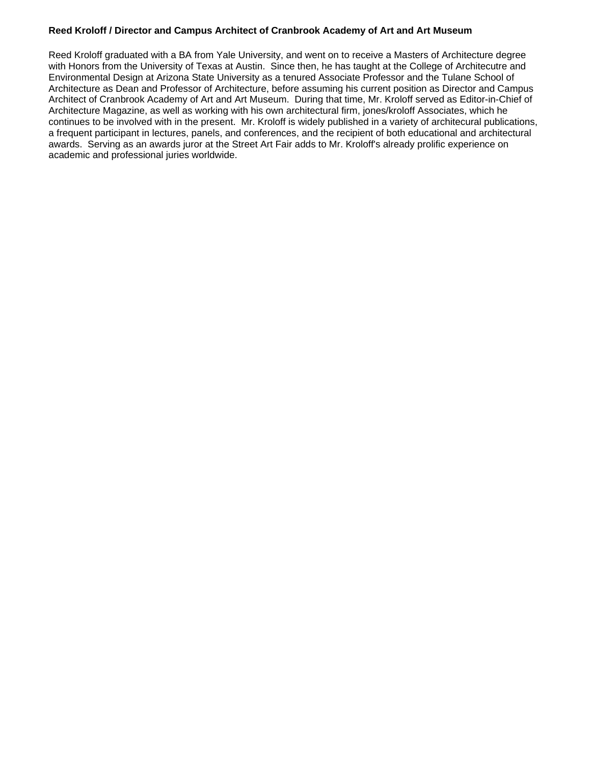**Reed Kroloff / Director and Campus Architect of Cranbrook Academy of Art and Art Museum**

Reed Kroloff graduated with a BA from Yale University, and went on to receive a Masters of Architecture degree with Honors from the University of Texas at Austin.  Since then, he has taught at the College of Architecutre and Environmental Design at Arizona State University as a tenured Associate Professor and the Tulane School of Architecture as Dean and Professor of Architecture, before assuming his current position as Director and Campus Architect of Cranbrook Academy of Art and Art Museum.  During that time, Mr. Kroloff served as Editor-in-Chief of Architecture Magazine, as well as working with his own architectural firm, jones/kroloff Associates, which he continues to be involved with in the present.  Mr. Kroloff is widely published in a variety of architecural publications, a frequent participant in lectures, panels, and conferences, and the recipient of both educational and architectural awards.  Serving as an awards juror at the Street Art Fair adds to Mr. Kroloff's already prolific experience on academic and professional juries worldwide.